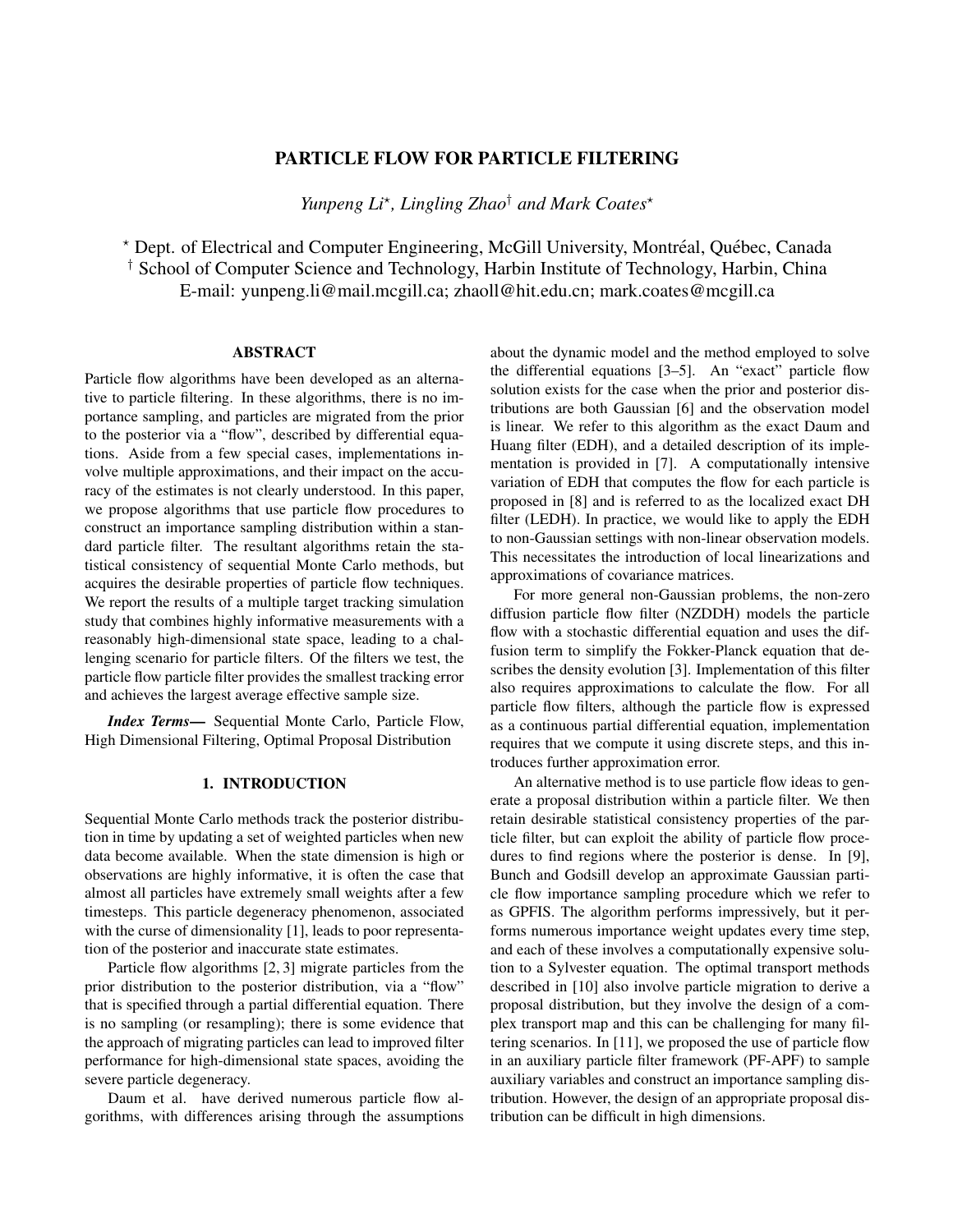# PARTICLE FLOW FOR PARTICLE FILTERING

*Yunpeng Li*[⋆]*, Lingling Zhao*[†] *and Mark Coates*[⋆]

[⋆] Dept. of Electrical and Computer Engineering, McGill University, Montréal, Québec, Canada
[†] School of Computer Science and Technology, Harbin Institute of Technology, Harbin, China
E-mail: yunpeng.li@mail.mcgill.ca; zhaoll@hit.edu.cn; mark.coates@mcgill.ca

## ABSTRACT

Particle flow algorithms have been developed as an alternative to particle filtering. In these algorithms, there is no importance sampling, and particles are migrated from the prior to the posterior via a "flow", described by differential equations. Aside from a few special cases, implementations involve multiple approximations, and their impact on the accuracy of the estimates is not clearly understood. In this paper, we propose algorithms that use particle flow procedures to construct an importance sampling distribution within a standard particle filter. The resultant algorithms retain the statistical consistency of sequential Monte Carlo methods, but acquires the desirable properties of particle flow techniques. We report the results of a multiple target tracking simulation study that combines highly informative measurements with a reasonably high-dimensional state space, leading to a challenging scenario for particle filters. Of the filters we test, the particle flow particle filter provides the smallest tracking error and achieves the largest average effective sample size.

***Index Terms*—** Sequential Monte Carlo, Particle Flow, High Dimensional Filtering, Optimal Proposal Distribution

## 1. INTRODUCTION

Sequential Monte Carlo methods track the posterior distribution in time by updating a set of weighted particles when new data become available. When the state dimension is high or observations are highly informative, it is often the case that almost all particles have extremely small weights after a few timesteps. This particle degeneracy phenomenon, associated with the curse of dimensionality [1], leads to poor representation of the posterior and inaccurate state estimates.

Particle flow algorithms [2, 3] migrate particles from the prior distribution to the posterior distribution, via a "flow" that is specified through a partial differential equation. There is no sampling (or resampling); there is some evidence that the approach of migrating particles can lead to improved filter performance for high-dimensional state spaces, avoiding the severe particle degeneracy.

Daum et al. have derived numerous particle flow algorithms, with differences arising through the assumptions about the dynamic model and the method employed to solve the differential equations [3–5]. An "exact" particle flow solution exists for the case when the prior and posterior distributions are both Gaussian [6] and the observation model is linear. We refer to this algorithm as the exact Daum and Huang filter (EDH), and a detailed description of its implementation is provided in [7]. A computationally intensive variation of EDH that computes the flow for each particle is proposed in [8] and is referred to as the localized exact DH filter (LEDH). In practice, we would like to apply the EDH to non-Gaussian settings with non-linear observation models. This necessitates the introduction of local linearizations and approximations of covariance matrices.

For more general non-Gaussian problems, the non-zero diffusion particle flow filter (NZDDH) models the particle flow with a stochastic differential equation and uses the diffusion term to simplify the Fokker-Planck equation that describes the density evolution [3]. Implementation of this filter also requires approximations to calculate the flow. For all particle flow filters, although the particle flow is expressed as a continuous partial differential equation, implementation requires that we compute it using discrete steps, and this introduces further approximation error.

An alternative method is to use particle flow ideas to generate a proposal distribution within a particle filter. We then retain desirable statistical consistency properties of the particle filter, but can exploit the ability of particle flow procedures to find regions where the posterior is dense. In [9], Bunch and Godsill develop an approximate Gaussian particle flow importance sampling procedure which we refer to as GPFIS. The algorithm performs impressively, but it performs numerous importance weight updates every time step, and each of these involves a computationally expensive solution to a Sylvester equation. The optimal transport methods described in [10] also involve particle migration to derive a proposal distribution, but they involve the design of a complex transport map and this can be challenging for many filtering scenarios. In [11], we proposed the use of particle flow in an auxiliary particle filter framework (PF-APF) to sample auxiliary variables and construct an importance sampling distribution. However, the design of an appropriate proposal distribution can be difficult in high dimensions.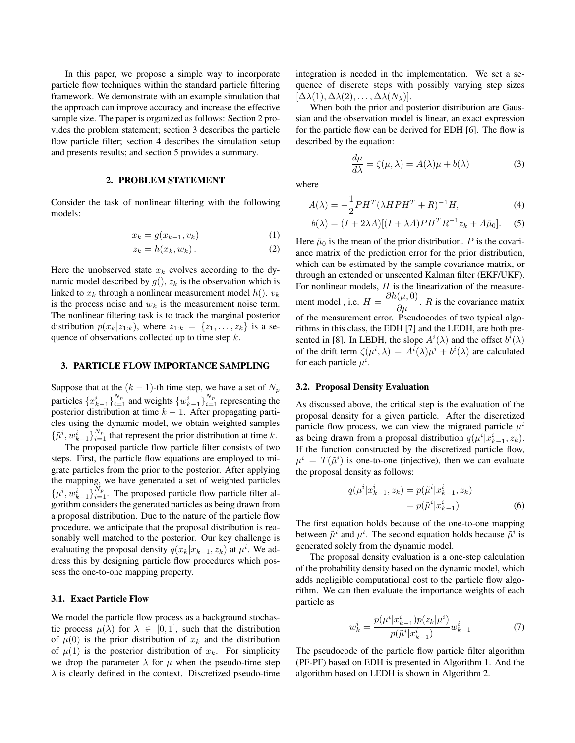In this paper, we propose a simple way to incorporate particle flow techniques within the standard particle filtering framework. We demonstrate with an example simulation that the approach can improve accuracy and increase the effective sample size. The paper is organized as follows: Section 2 provides the problem statement; section 3 describes the particle flow particle filter; section 4 describes the simulation setup and presents results; and section 5 provides a summary.

## 2. PROBLEM STATEMENT

Consider the task of nonlinear filtering with the following models:

$$x_k = g(x_{k-1}, v_k) \tag{1}$$

$$z_k = h(x_k, w_k)\,. \tag{2}$$

Here the unobserved state $x_k$ evolves according to the dynamic model described by $g()$, $z_k$ is the observation which is linked to $x_k$ through a nonlinear measurement model $h()$. $v_k$ is the process noise and $w_k$ is the measurement noise term. The nonlinear filtering task is to track the marginal posterior distribution $p(x_k|z_{1:k})$, where $z_{1:k} = \{z_1, \ldots, z_k\}$ is a sequence of observations collected up to time step $k$.

## 3. PARTICLE FLOW IMPORTANCE SAMPLING

Suppose that at the $(k-1)$-th time step, we have a set of $N_p$ particles $\{x_{k-1}^i\}_{i=1}^{N_p}$ and weights $\{w_{k-1}^i\}_{i=1}^{N_p}$ representing the posterior distribution at time $k-1$. After propagating particles using the dynamic model, we obtain weighted samples $\{\tilde{\mu}^i, w_{k-1}^i\}_{i=1}^{N_p}$ that represent the prior distribution at time $k$.

The proposed particle flow particle filter consists of two steps. First, the particle flow equations are employed to migrate particles from the prior to the posterior. After applying the mapping, we have generated a set of weighted particles $\{\mu^i, w_{k-1}^i\}_{i=1}^{N_p}$. The proposed particle flow particle filter algorithm considers the generated particles as being drawn from a proposal distribution. Due to the nature of the particle flow procedure, we anticipate that the proposal distribution is reasonably well matched to the posterior. Our key challenge is evaluating the proposal density $q(x_k|x_{k-1}, z_k)$ at $\mu^i$. We address this by designing particle flow procedures which possess the one-to-one mapping property.

### 3.1. Exact Particle Flow

We model the particle flow process as a background stochastic process $\mu(\lambda)$ for $\lambda \in [0, 1]$, such that the distribution of $\mu(0)$ is the prior distribution of $x_k$ and the distribution of $\mu(1)$ is the posterior distribution of $x_k$. For simplicity we drop the parameter $\lambda$ for $\mu$ when the pseudo-time step $\lambda$ is clearly defined in the context. Discretized pseudo-time integration is needed in the implementation. We set a sequence of discrete steps with possibly varying step sizes $[\Delta\lambda(1), \Delta\lambda(2), \ldots, \Delta\lambda(N_\lambda)]$.

When both the prior and posterior distribution are Gaussian and the observation model is linear, an exact expression for the particle flow can be derived for EDH [6]. The flow is described by the equation:

$$\frac{d\mu}{d\lambda} = \zeta(\mu, \lambda) = A(\lambda)\mu + b(\lambda) \tag{3}$$

where

$$A(\lambda) = -\frac{1}{2}PH^T(\lambda HPH^T + R)^{-1}H, \tag{4}$$

$$b(\lambda) = (I + 2\lambda A)[(I + \lambda A)PH^T R^{-1} z_k + A\bar{\mu}_0]. \tag{5}$$

Here $\bar{\mu}_0$ is the mean of the prior distribution. $P$ is the covariance matrix of the prediction error for the prior distribution, which can be estimated by the sample covariance matrix, or through an extended or unscented Kalman filter (EKF/UKF). For nonlinear models, $H$ is the linearization of the measurement model , i.e. $H = \dfrac{\partial h(\mu, 0)}{\partial \mu}$. $R$ is the covariance matrix of the measurement error. Pseudocodes of two typical algorithms in this class, the EDH [7] and the LEDH, are both presented in [8]. In LEDH, the slope $A^i(\lambda)$ and the offset $b^i(\lambda)$ of the drift term $\zeta(\mu^i, \lambda) = A^i(\lambda)\mu^i + b^i(\lambda)$ are calculated for each particle $\mu^i$.

### 3.2. Proposal Density Evaluation

As discussed above, the critical step is the evaluation of the proposal density for a given particle. After the discretized particle flow process, we can view the migrated particle $\mu^i$ as being drawn from a proposal distribution $q(\mu^i|x_{k-1}^i, z_k)$. If the function constructed by the discretized particle flow, $\mu^i = T(\tilde{\mu}^i)$ is one-to-one (injective), then we can evaluate the proposal density as follows:

$$\begin{aligned} q(\mu^i|x_{k-1}^i, z_k) &= p(\tilde{\mu}^i|x_{k-1}^i, z_k) \\ &= p(\tilde{\mu}^i|x_{k-1}^i) \end{aligned} \tag{6}$$

The first equation holds because of the one-to-one mapping between $\tilde{\mu}^i$ and $\mu^i$. The second equation holds because $\tilde{\mu}^i$ is generated solely from the dynamic model.

The proposal density evaluation is a one-step calculation of the probability density based on the dynamic model, which adds negligible computational cost to the particle flow algorithm. We can then evaluate the importance weights of each particle as

$$w_k^i = \frac{p(\mu^i|x_{k-1}^i)p(z_k|\mu^i)}{p(\tilde{\mu}^i|x_{k-1}^i)} w_{k-1}^i \tag{7}$$

The pseudocode of the particle flow particle filter algorithm (PF-PF) based on EDH is presented in Algorithm 1. And the algorithm based on LEDH is shown in Algorithm 2.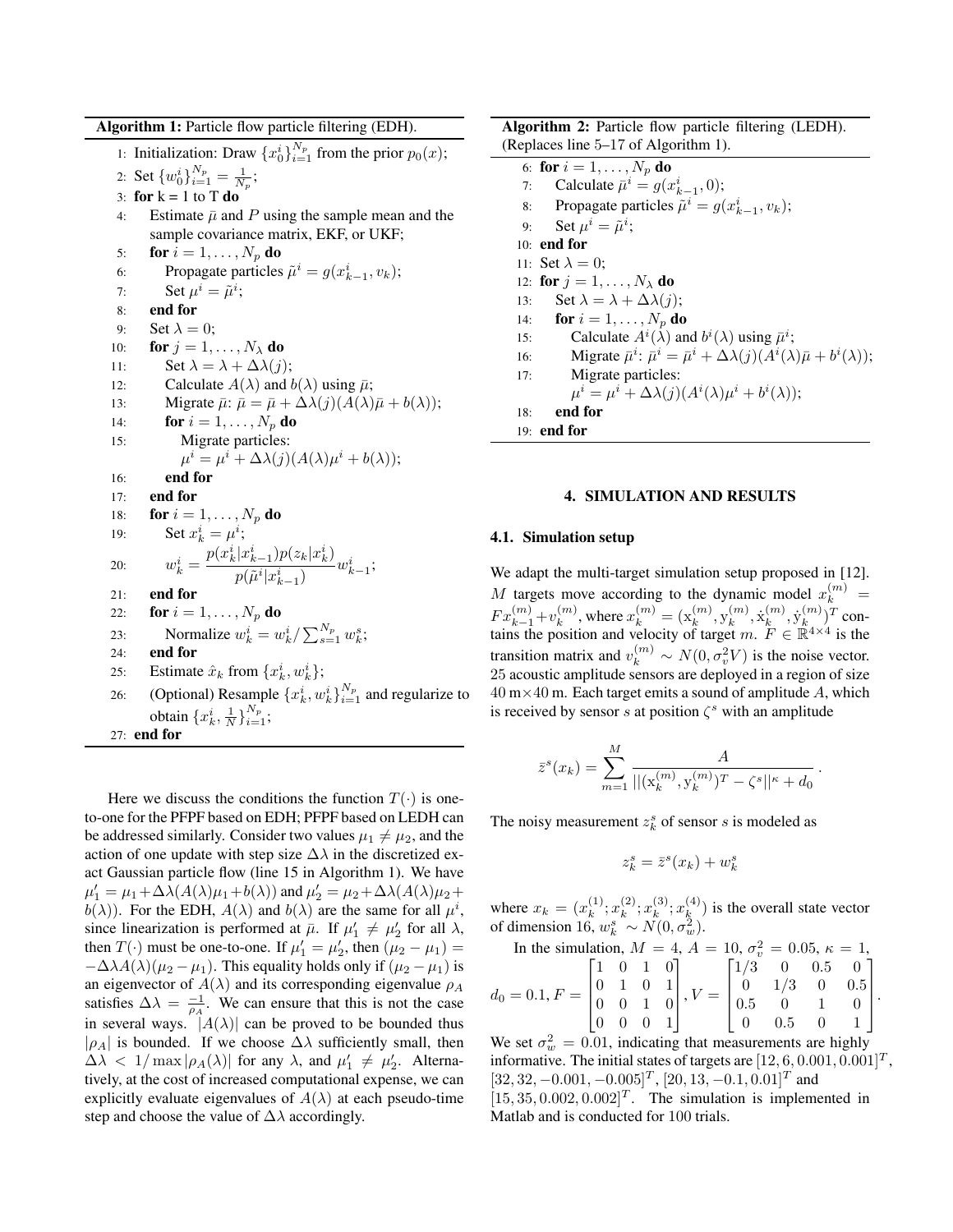**Algorithm 1:** Particle flow particle filtering (EDH).

```
1:  Initialization: Draw {x_0^i}_{i=1}^{N_p} from the prior p_0(x);
2:  Set {w_0^i}_{i=1}^{N_p} = 1/N_p;
3:  for k = 1 to T do
4:      Estimate μ̄ and P using the sample mean and the sample covariance matrix, EKF, or UKF;
5:      for i = 1, ..., N_p do
6:          Propagate particles μ̃^i = g(x_{k-1}^i, v_k);
7:          Set μ^i = μ̃^i;
8:      end for
9:      Set λ = 0;
10:     for j = 1, ..., N_λ do
11:         Set λ = λ + Δλ(j);
12:         Calculate A(λ) and b(λ) using μ̄;
13:         Migrate μ̄: μ̄ = μ̄ + Δλ(j)(A(λ)μ̄ + b(λ));
14:         for i = 1, ..., N_p do
15:             Migrate particles:
                μ^i = μ^i + Δλ(j)(A(λ)μ^i + b(λ));
16:         end for
17:     end for
18:     for i = 1, ..., N_p do
19:         Set x_k^i = μ^i;
20:         w_k^i = [p(x_k^i | x_{k-1}^i) p(z_k | x_k^i) / p(μ̃^i | x_{k-1}^i)] w_{k-1}^i;
21:     end for
22:     for i = 1, ..., N_p do
23:         Normalize w_k^i = w_k^i / Σ_{s=1}^{N_p} w_k^s;
24:     end for
25:     Estimate x̂_k from {x_k^i, w_k^i};
26:     (Optional) Resample {x_k^i, w_k^i}_{i=1}^{N_p} and regularize to obtain {x_k^i, 1/N}_{i=1}^{N_p};
27: end for
```

Here we discuss the conditions the function $T(\cdot)$ is one-to-one for the PFPF based on EDH; PFPF based on LEDH can be addressed similarly. Consider two values $\mu_1 \neq \mu_2$, and the action of one update with step size $\Delta\lambda$ in the discretized exact Gaussian particle flow (line 15 in Algorithm 1). We have $\mu_1' = \mu_1 + \Delta\lambda(A(\lambda)\mu_1 + b(\lambda))$ and $\mu_2' = \mu_2 + \Delta\lambda(A(\lambda)\mu_2 + b(\lambda))$. For the EDH, $A(\lambda)$ and $b(\lambda)$ are the same for all $\mu^i$, since linearization is performed at $\bar{\mu}$. If $\mu_1' \neq \mu_2'$ for all $\lambda$, then $T(\cdot)$ must be one-to-one. If $\mu_1' = \mu_2'$, then $(\mu_2 - \mu_1) = -\Delta\lambda A(\lambda)(\mu_2 - \mu_1)$. This equality holds only if $(\mu_2 - \mu_1)$ is an eigenvector of $A(\lambda)$ and its corresponding eigenvalue $\rho_A$ satisfies $\Delta\lambda = \frac{-1}{\rho_A}$. We can ensure that this is not the case in several ways. $|A(\lambda)|$ can be proved to be bounded thus $|\rho_A|$ is bounded. If we choose $\Delta\lambda$ sufficiently small, then $\Delta\lambda < 1/\max|\rho_A(\lambda)|$ for any $\lambda$, and $\mu_1' \neq \mu_2'$. Alternatively, at the cost of increased computational expense, we can explicitly evaluate eigenvalues of $A(\lambda)$ at each pseudo-time step and choose the value of $\Delta\lambda$ accordingly.

**Algorithm 2:** Particle flow particle filtering (LEDH). (Replaces line 5–17 of Algorithm 1).

```
6:  for i = 1, ..., N_p do
7:      Calculate μ̄^i = g(x_{k-1}^i, 0);
8:      Propagate particles μ̃^i = g(x_{k-1}^i, v_k);
9:      Set μ^i = μ̃^i;
10: end for
11: Set λ = 0;
12: for j = 1, ..., N_λ do
13:     Set λ = λ + Δλ(j);
14:     for i = 1, ..., N_p do
15:         Calculate A^i(λ) and b^i(λ) using μ̄^i;
16:         Migrate μ̄^i: μ̄^i = μ̄^i + Δλ(j)(A^i(λ)μ̄ + b^i(λ));
17:         Migrate particles:
            μ^i = μ^i + Δλ(j)(A^i(λ)μ^i + b^i(λ));
18:     end for
19: end for
```

## 4. SIMULATION AND RESULTS

### 4.1. Simulation setup

We adapt the multi-target simulation setup proposed in [12]. $M$ targets move according to the dynamic model $x_k^{(m)} = Fx_{k-1}^{(m)} + v_k^{(m)}$, where $x_k^{(m)} = (\mathrm{x}_k^{(m)}, \mathrm{y}_k^{(m)}, \dot{\mathrm{x}}_k^{(m)}, \dot{\mathrm{y}}_k^{(m)})^T$ contains the position and velocity of target $m$. $F \in \mathbb{R}^{4\times 4}$ is the transition matrix and $v_k^{(m)} \sim N(0, \sigma_v^2 V)$ is the noise vector. 25 acoustic amplitude sensors are deployed in a region of size 40 m×40 m. Each target emits a sound of amplitude $A$, which is received by sensor $s$ at position $\zeta^s$ with an amplitude

$$\bar{z}^s(x_k) = \sum_{m=1}^{M} \frac{A}{||(\mathrm{x}_k^{(m)}, \mathrm{y}_k^{(m)})^T - \zeta^s||^\kappa + d_0} .$$

The noisy measurement $z_k^s$ of sensor $s$ is modeled as

$$z_k^s = \bar{z}^s(x_k) + w_k^s$$

where $x_k = (x_k^{(1)}; x_k^{(2)}; x_k^{(3)}; x_k^{(4)})$ is the overall state vector of dimension 16, $w_k^s \sim N(0, \sigma_w^2)$.

In the simulation, $M = 4$, $A = 10$, $\sigma_v^2 = 0.05$, $\kappa = 1$,

$$d_0 = 0.1, F = \begin{bmatrix} 1 & 0 & 1 & 0 \\ 0 & 1 & 0 & 1 \\ 0 & 0 & 1 & 0 \\ 0 & 0 & 0 & 1 \end{bmatrix}, V = \begin{bmatrix} 1/3 & 0 & 0.5 & 0 \\ 0 & 1/3 & 0 & 0.5 \\ 0.5 & 0 & 1 & 0 \\ 0 & 0.5 & 0 & 1 \end{bmatrix}.$$

We set $\sigma_w^2 = 0.01$, indicating that measurements are highly informative. The initial states of targets are $[12, 6, 0.001, 0.001]^T$, $[32, 32, -0.001, -0.005]^T$, $[20, 13, -0.1, 0.01]^T$ and $[15, 35, 0.002, 0.002]^T$. The simulation is implemented in Matlab and is conducted for 100 trials.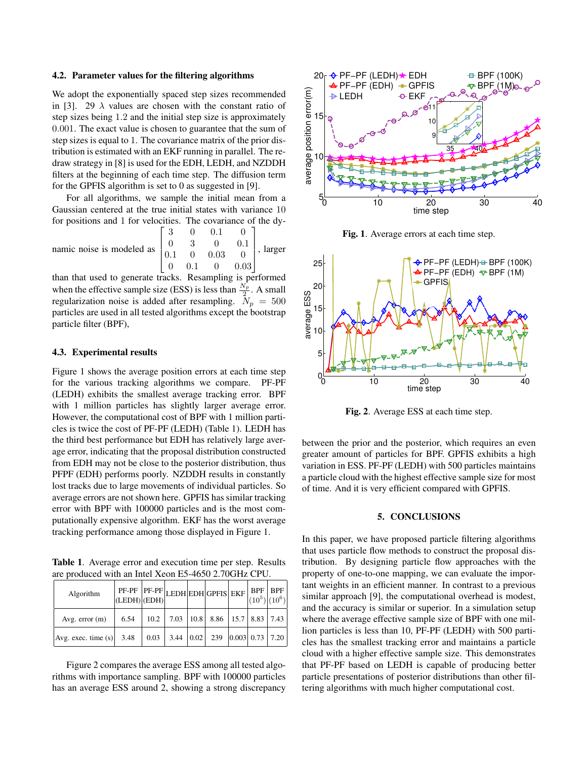### 4.2. Parameter values for the filtering algorithms

We adopt the exponentially spaced step sizes recommended in [3]. 29 $\lambda$ values are chosen with the constant ratio of step sizes being 1.2 and the initial step size is approximately 0.001. The exact value is chosen to guarantee that the sum of step sizes is equal to 1. The covariance matrix of the prior distribution is estimated with an EKF running in parallel. The redraw strategy in [8] is used for the EDH, LEDH, and NZDDH filters at the beginning of each time step. The diffusion term for the GPFIS algorithm is set to 0 as suggested in [9].

For all algorithms, we sample the initial mean from a Gaussian centered at the true initial states with variance 10 for positions and 1 for velocities. The covariance of the dynamic noise is modeled as $\begin{bmatrix} 3 & 0 & 0.1 & 0 \\ 0 & 3 & 0 & 0.1 \\ 0.1 & 0 & 0.03 & 0 \\ 0 & 0.1 & 0 & 0.03 \end{bmatrix}$, larger than that used to generate tracks. Resampling is performed when the effective sample size (ESS) is less than $\frac{N_p}{2}$. A small regularization noise is added after resampling. $N_p = 500$ particles are used in all tested algorithms except the bootstrap particle filter (BPF),

### 4.3. Experimental results

Figure 1 shows the average position errors at each time step for the various tracking algorithms we compare. PF-PF (LEDH) exhibits the smallest average tracking error. BPF with 1 million particles has slightly larger average error. However, the computational cost of BPF with 1 million particles is twice the cost of PF-PF (LEDH) (Table 1). LEDH has the third best performance but EDH has relatively large average error, indicating that the proposal distribution constructed from EDH may not be close to the posterior distribution, thus PFPF (EDH) performs poorly. NZDDH results in constantly lost tracks due to large movements of individual particles. So average errors are not shown here. GPFIS has similar tracking error with BPF with 100000 particles and is the most computationally expensive algorithm. EKF has the worst average tracking performance among those displayed in Figure 1.

**Table 1**. Average error and execution time per step. Results are produced with an Intel Xeon E5-4650 2.70GHz CPU.

| Algorithm | PF-PF (LEDH) | PF-PF (EDH) | LEDH | EDH | GPFIS | EKF | BPF ($10^5$) | BPF ($10^6$) |
|---|---|---|---|---|---|---|---|---|
| Avg. error (m) | 6.54 | 10.2 | 7.03 | 10.8 | 8.86 | 15.7 | 8.83 | 7.43 |
| Avg. exec. time (s) | 3.48 | 0.03 | 3.44 | 0.02 | 239 | 0.003 | 0.73 | 7.20 |

Figure 2 compares the average ESS among all tested algorithms with importance sampling. BPF with 100000 particles has an average ESS around 2, showing a strong discrepancy between the prior and the posterior, which requires an even greater amount of particles for BPF. GPFIS exhibits a high variation in ESS. PF-PF (LEDH) with 500 particles maintains a particle cloud with the highest effective sample size for most of time. And it is very efficient compared with GPFIS.

**Fig. 1**. Average errors at each time step.

**Fig. 2**. Average ESS at each time step.

## 5. CONCLUSIONS

In this paper, we have proposed particle filtering algorithms that uses particle flow methods to construct the proposal distribution. By designing particle flow approaches with the property of one-to-one mapping, we can evaluate the importance weights in an efficient manner. In contrast to a previous similar approach [9], the computational overhead is modest, and the accuracy is similar or superior. In a simulation setup where the average effective sample size of BPF with one million particles is less than 10, PF-PF (LEDH) with 500 particles has the smallest tracking error and maintains a particle cloud with a higher effective sample size. This demonstrates that PF-PF based on LEDH is capable of producing better particle presentations of posterior distributions than other filtering algorithms with much higher computational cost.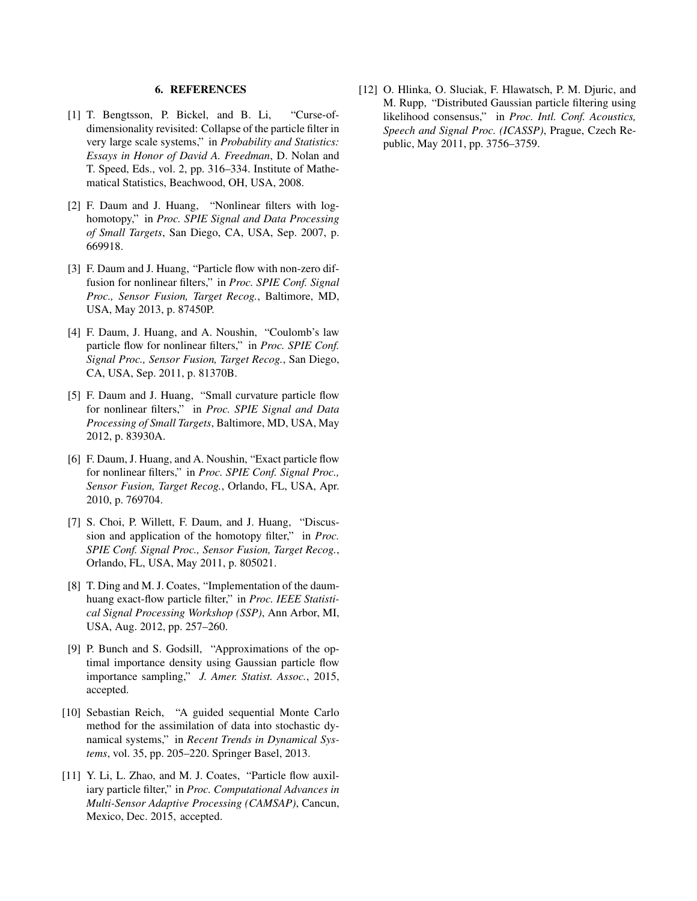## 6. REFERENCES

[1] T. Bengtsson, P. Bickel, and B. Li, "Curse-of-dimensionality revisited: Collapse of the particle filter in very large scale systems," in *Probability and Statistics: Essays in Honor of David A. Freedman*, D. Nolan and T. Speed, Eds., vol. 2, pp. 316–334. Institute of Mathematical Statistics, Beachwood, OH, USA, 2008.

[2] F. Daum and J. Huang, "Nonlinear filters with log-homotopy," in *Proc. SPIE Signal and Data Processing of Small Targets*, San Diego, CA, USA, Sep. 2007, p. 669918.

[3] F. Daum and J. Huang, "Particle flow with non-zero diffusion for nonlinear filters," in *Proc. SPIE Conf. Signal Proc., Sensor Fusion, Target Recog.*, Baltimore, MD, USA, May 2013, p. 87450P.

[4] F. Daum, J. Huang, and A. Noushin, "Coulomb's law particle flow for nonlinear filters," in *Proc. SPIE Conf. Signal Proc., Sensor Fusion, Target Recog.*, San Diego, CA, USA, Sep. 2011, p. 81370B.

[5] F. Daum and J. Huang, "Small curvature particle flow for nonlinear filters," in *Proc. SPIE Signal and Data Processing of Small Targets*, Baltimore, MD, USA, May 2012, p. 83930A.

[6] F. Daum, J. Huang, and A. Noushin, "Exact particle flow for nonlinear filters," in *Proc. SPIE Conf. Signal Proc., Sensor Fusion, Target Recog.*, Orlando, FL, USA, Apr. 2010, p. 769704.

[7] S. Choi, P. Willett, F. Daum, and J. Huang, "Discussion and application of the homotopy filter," in *Proc. SPIE Conf. Signal Proc., Sensor Fusion, Target Recog.*, Orlando, FL, USA, May 2011, p. 805021.

[8] T. Ding and M. J. Coates, "Implementation of the daum-huang exact-flow particle filter," in *Proc. IEEE Statistical Signal Processing Workshop (SSP)*, Ann Arbor, MI, USA, Aug. 2012, pp. 257–260.

[9] P. Bunch and S. Godsill, "Approximations of the optimal importance density using Gaussian particle flow importance sampling," *J. Amer. Statist. Assoc.*, 2015, accepted.

[10] Sebastian Reich, "A guided sequential Monte Carlo method for the assimilation of data into stochastic dynamical systems," in *Recent Trends in Dynamical Systems*, vol. 35, pp. 205–220. Springer Basel, 2013.

[11] Y. Li, L. Zhao, and M. J. Coates, "Particle flow auxiliary particle filter," in *Proc. Computational Advances in Multi-Sensor Adaptive Processing (CAMSAP)*, Cancun, Mexico, Dec. 2015, accepted.

[12] O. Hlinka, O. Sluciak, F. Hlawatsch, P. M. Djuric, and M. Rupp, "Distributed Gaussian particle filtering using likelihood consensus," in *Proc. Intl. Conf. Acoustics, Speech and Signal Proc. (ICASSP)*, Prague, Czech Republic, May 2011, pp. 3756–3759.